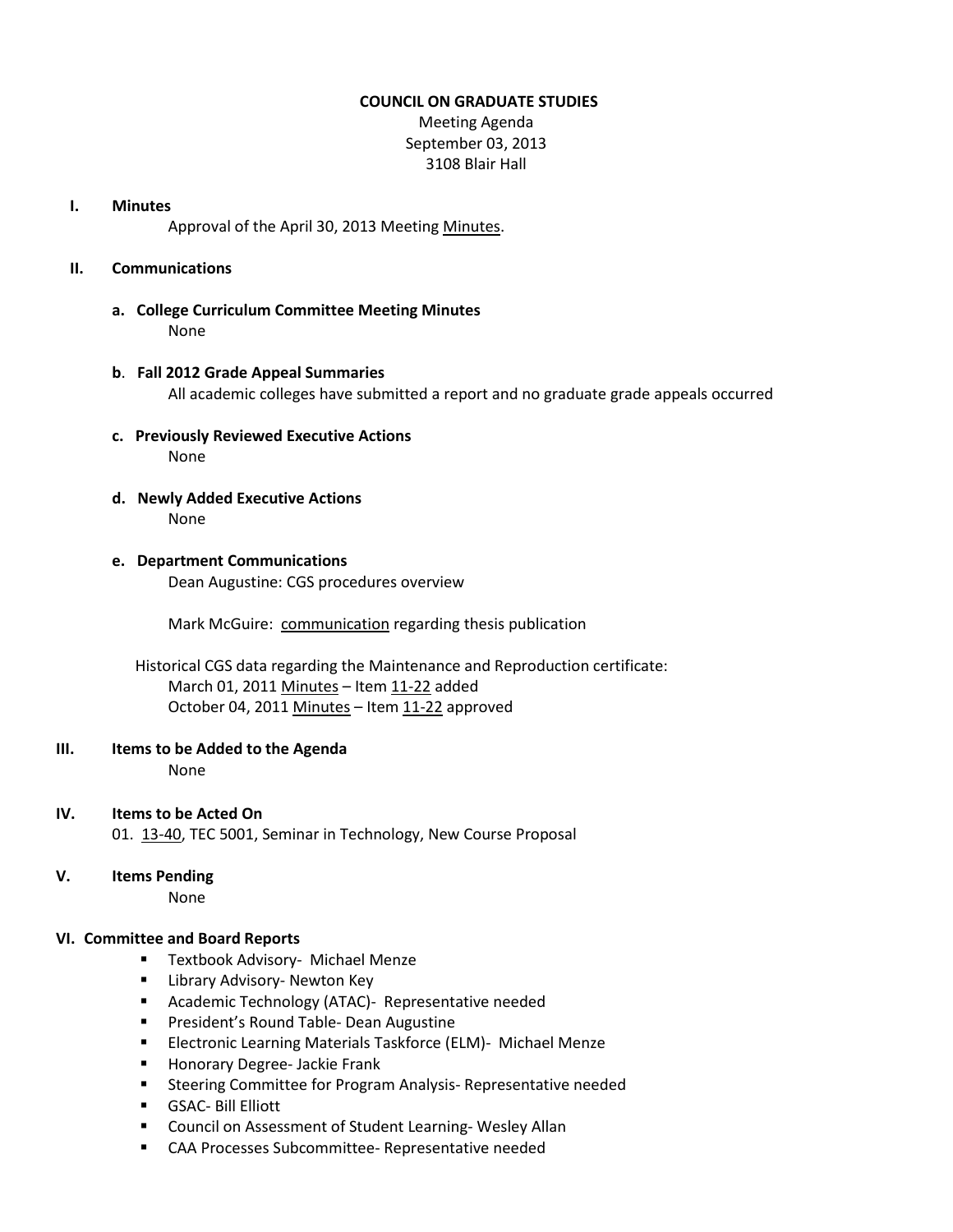**COUNCIL ON GRADUATE STUDIES**

Meeting Agenda
September 03, 2013
3108 Blair Hall

## I. Minutes

Approval of the April 30, 2013 Meeting Minutes.

## II. Communications

**a. College Curriculum Committee Meeting Minutes**

None

**b. Fall 2012 Grade Appeal Summaries**

All academic colleges have submitted a report and no graduate grade appeals occurred

**c. Previously Reviewed Executive Actions**

None

**d. Newly Added Executive Actions**

None

**e. Department Communications**

Dean Augustine: CGS procedures overview

Mark McGuire: communication regarding thesis publication

Historical CGS data regarding the Maintenance and Reproduction certificate:
March 01, 2011 Minutes – Item 11-22 added
October 04, 2011 Minutes – Item 11-22 approved

## III. Items to be Added to the Agenda

None

## IV. Items to be Acted On

01. 13-40, TEC 5001, Seminar in Technology, New Course Proposal

## V. Items Pending

None

## VI. Committee and Board Reports

- Textbook Advisory- Michael Menze
- Library Advisory- Newton Key
- Academic Technology (ATAC)- Representative needed
- President's Round Table- Dean Augustine
- Electronic Learning Materials Taskforce (ELM)- Michael Menze
- Honorary Degree- Jackie Frank
- Steering Committee for Program Analysis- Representative needed
- GSAC- Bill Elliott
- Council on Assessment of Student Learning- Wesley Allan
- CAA Processes Subcommittee- Representative needed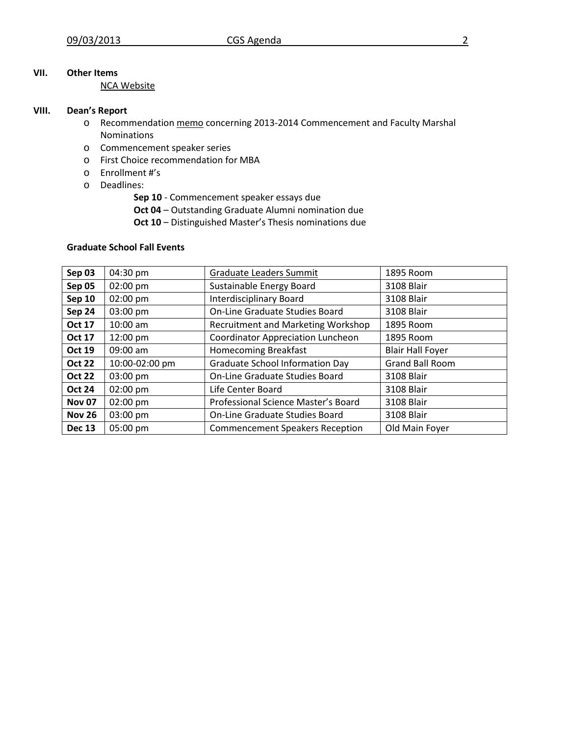## VII. Other Items

NCA Website

## VIII. Dean's Report

- Recommendation memo concerning 2013-2014 Commencement and Faculty Marshal Nominations
- Commencement speaker series
- First Choice recommendation for MBA
- Enrollment #'s
- Deadlines:
  - **Sep 10** - Commencement speaker essays due
  - **Oct 04** – Outstanding Graduate Alumni nomination due
  - **Oct 10** – Distinguished Master's Thesis nominations due

**Graduate School Fall Events**

| | | | |
|---|---|---|---|
| **Sep 03** | 04:30 pm | Graduate Leaders Summit | 1895 Room |
| **Sep 05** | 02:00 pm | Sustainable Energy Board | 3108 Blair |
| **Sep 10** | 02:00 pm | Interdisciplinary Board | 3108 Blair |
| **Sep 24** | 03:00 pm | On-Line Graduate Studies Board | 3108 Blair |
| **Oct 17** | 10:00 am | Recruitment and Marketing Workshop | 1895 Room |
| **Oct 17** | 12:00 pm | Coordinator Appreciation Luncheon | 1895 Room |
| **Oct 19** | 09:00 am | Homecoming Breakfast | Blair Hall Foyer |
| **Oct 22** | 10:00-02:00 pm | Graduate School Information Day | Grand Ball Room |
| **Oct 22** | 03:00 pm | On-Line Graduate Studies Board | 3108 Blair |
| **Oct 24** | 02:00 pm | Life Center Board | 3108 Blair |
| **Nov 07** | 02:00 pm | Professional Science Master's Board | 3108 Blair |
| **Nov 26** | 03:00 pm | On-Line Graduate Studies Board | 3108 Blair |
| **Dec 13** | 05:00 pm | Commencement Speakers Reception | Old Main Foyer |